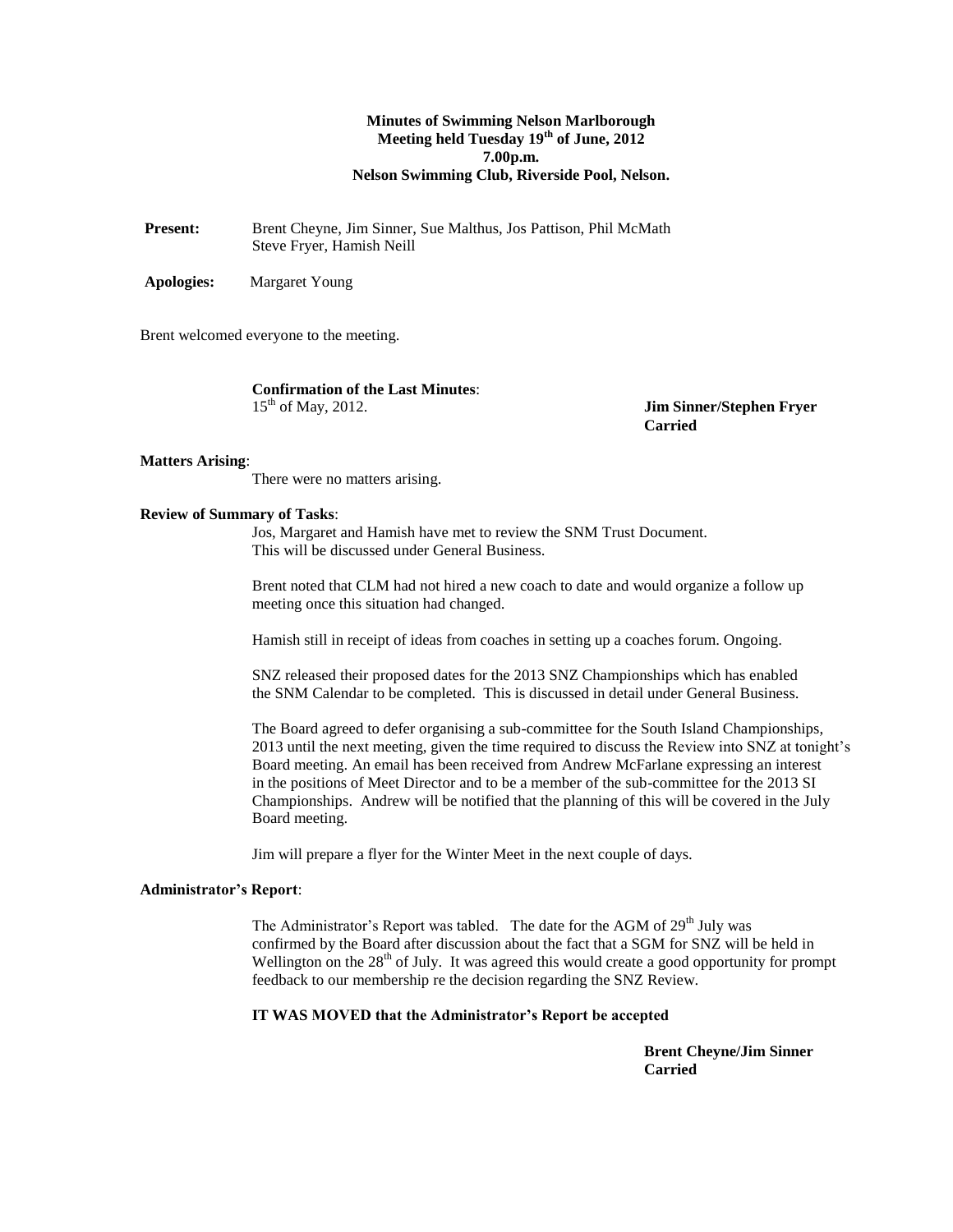**Minutes of Swimming Nelson Marlborough**
**Meeting held Tuesday 19th of June, 2012**
**7.00p.m.**
**Nelson Swimming Club, Riverside Pool, Nelson.**

**Present:** Brent Cheyne, Jim Sinner, Sue Malthus, Jos Pattison, Phil McMath Steve Fryer, Hamish Neill

**Apologies:** Margaret Young

Brent welcomed everyone to the meeting.

**Confirmation of the Last Minutes**:
15th of May, 2012. **Jim Sinner/Stephen Fryer**
**Carried**

**Matters Arising**:

There were no matters arising.

**Review of Summary of Tasks**:

Jos, Margaret and Hamish have met to review the SNM Trust Document. This will be discussed under General Business.

Brent noted that CLM had not hired a new coach to date and would organize a follow up meeting once this situation had changed.

Hamish still in receipt of ideas from coaches in setting up a coaches forum. Ongoing.

SNZ released their proposed dates for the 2013 SNZ Championships which has enabled the SNM Calendar to be completed. This is discussed in detail under General Business.

The Board agreed to defer organising a sub-committee for the South Island Championships, 2013 until the next meeting, given the time required to discuss the Review into SNZ at tonight's Board meeting. An email has been received from Andrew McFarlane expressing an interest in the positions of Meet Director and to be a member of the sub-committee for the 2013 SI Championships. Andrew will be notified that the planning of this will be covered in the July Board meeting.

Jim will prepare a flyer for the Winter Meet in the next couple of days.

**Administrator's Report**:

The Administrator's Report was tabled. The date for the AGM of 29th July was confirmed by the Board after discussion about the fact that a SGM for SNZ will be held in Wellington on the 28th of July. It was agreed this would create a good opportunity for prompt feedback to our membership re the decision regarding the SNZ Review.

**IT WAS MOVED that the Administrator's Report be accepted**

**Brent Cheyne/Jim Sinner**
**Carried**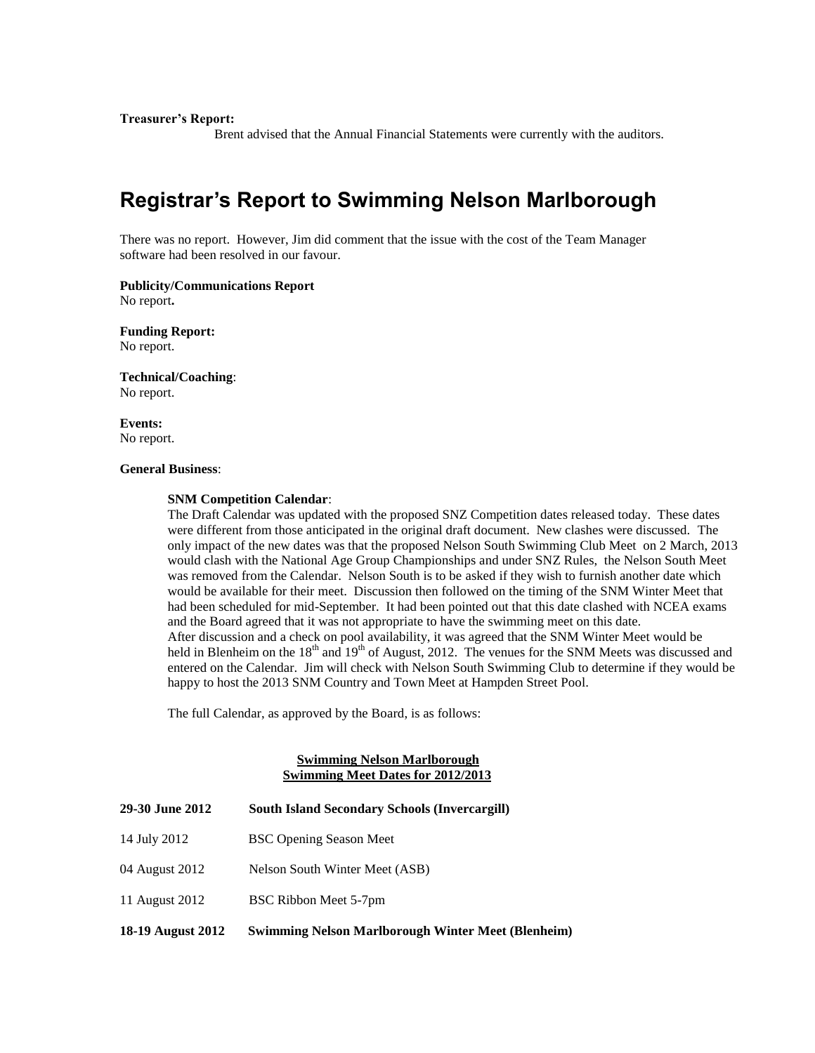**Treasurer's Report:**

Brent advised that the Annual Financial Statements were currently with the auditors.

# Registrar's Report to Swimming Nelson Marlborough

There was no report. However, Jim did comment that the issue with the cost of the Team Manager software had been resolved in our favour.

**Publicity/Communications Report**

No report**.**

**Funding Report:**

No report.

**Technical/Coaching**:

No report.

**Events:**

No report.

**General Business**:

**SNM Competition Calendar**:

The Draft Calendar was updated with the proposed SNZ Competition dates released today. These dates were different from those anticipated in the original draft document. New clashes were discussed. The only impact of the new dates was that the proposed Nelson South Swimming Club Meet on 2 March, 2013 would clash with the National Age Group Championships and under SNZ Rules, the Nelson South Meet was removed from the Calendar. Nelson South is to be asked if they wish to furnish another date which would be available for their meet. Discussion then followed on the timing of the SNM Winter Meet that had been scheduled for mid-September. It had been pointed out that this date clashed with NCEA exams and the Board agreed that it was not appropriate to have the swimming meet on this date.

After discussion and a check on pool availability, it was agreed that the SNM Winter Meet would be held in Blenheim on the 18th and 19th of August, 2012. The venues for the SNM Meets was discussed and entered on the Calendar. Jim will check with Nelson South Swimming Club to determine if they would be happy to host the 2013 SNM Country and Town Meet at Hampden Street Pool.

The full Calendar, as approved by the Board, is as follows:

**Swimming Nelson Marlborough**
**Swimming Meet Dates for 2012/2013**

| | |
|---|---|
| **29-30 June 2012** | **South Island Secondary Schools (Invercargill)** |
| 14 July 2012 | BSC Opening Season Meet |
| 04 August 2012 | Nelson South Winter Meet (ASB) |
| 11 August 2012 | BSC Ribbon Meet 5-7pm |
| **18-19 August 2012** | **Swimming Nelson Marlborough Winter Meet (Blenheim)** |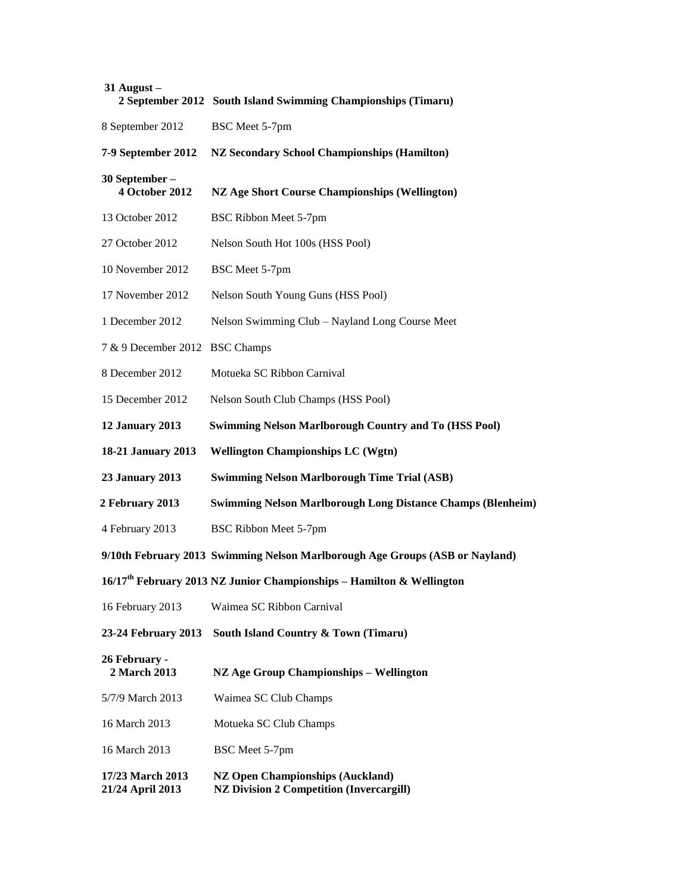| | |
|---|---|
| **31 August – 2 September 2012** | **South Island Swimming Championships (Timaru)** |
| 8 September 2012 | BSC Meet 5-7pm |
| **7-9 September 2012** | **NZ Secondary School Championships (Hamilton)** |
| **30 September – 4 October 2012** | **NZ Age Short Course Championships (Wellington)** |
| 13 October 2012 | BSC Ribbon Meet 5-7pm |
| 27 October 2012 | Nelson South Hot 100s (HSS Pool) |
| 10 November 2012 | BSC Meet 5-7pm |
| 17 November 2012 | Nelson South Young Guns (HSS Pool) |
| 1 December 2012 | Nelson Swimming Club – Nayland Long Course Meet |
| 7 & 9 December 2012 | BSC Champs |
| 8 December 2012 | Motueka SC Ribbon Carnival |
| 15 December 2012 | Nelson South Club Champs (HSS Pool) |
| **12 January 2013** | **Swimming Nelson Marlborough Country and To (HSS Pool)** |
| **18-21 January 2013** | **Wellington Championships LC (Wgtn)** |
| **23 January 2013** | **Swimming Nelson Marlborough Time Trial (ASB)** |
| **2 February 2013** | **Swimming Nelson Marlborough Long Distance Champs (Blenheim)** |
| 4 February 2013 | BSC Ribbon Meet 5-7pm |
| **9/10th February 2013** | **Swimming Nelson Marlborough Age Groups (ASB or Nayland)** |
| **16/17th February 2013** | **NZ Junior Championships – Hamilton & Wellington** |
| 16 February 2013 | Waimea SC Ribbon Carnival |
| **23-24 February 2013** | **South Island Country & Town (Timaru)** |
| **26 February - 2 March 2013** | **NZ Age Group Championships – Wellington** |
| 5/7/9 March 2013 | Waimea SC Club Champs |
| 16 March 2013 | Motueka SC Club Champs |
| 16 March 2013 | BSC Meet 5-7pm |
| **17/23 March 2013** | **NZ Open Championships (Auckland)** |
| **21/24 April 2013** | **NZ Division 2 Competition (Invercargill)** |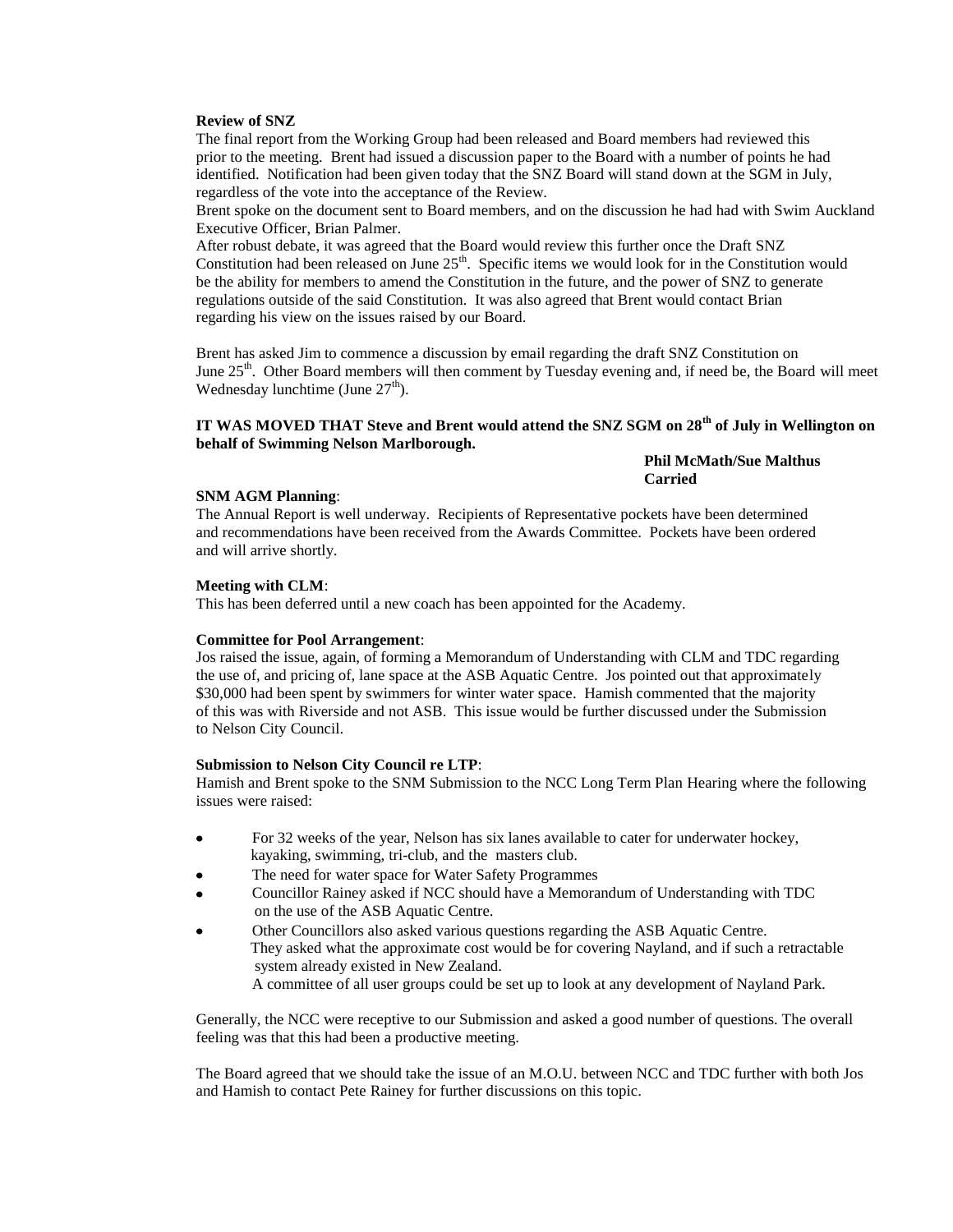**Review of SNZ**

The final report from the Working Group had been released and Board members had reviewed this prior to the meeting. Brent had issued a discussion paper to the Board with a number of points he had identified. Notification had been given today that the SNZ Board will stand down at the SGM in July, regardless of the vote into the acceptance of the Review.

Brent spoke on the document sent to Board members, and on the discussion he had had with Swim Auckland Executive Officer, Brian Palmer.

After robust debate, it was agreed that the Board would review this further once the Draft SNZ Constitution had been released on June 25th. Specific items we would look for in the Constitution would be the ability for members to amend the Constitution in the future, and the power of SNZ to generate regulations outside of the said Constitution. It was also agreed that Brent would contact Brian regarding his view on the issues raised by our Board.

Brent has asked Jim to commence a discussion by email regarding the draft SNZ Constitution on June 25th. Other Board members will then comment by Tuesday evening and, if need be, the Board will meet Wednesday lunchtime (June 27th).

**IT WAS MOVED THAT Steve and Brent would attend the SNZ SGM on 28th of July in Wellington on behalf of Swimming Nelson Marlborough.**

**Phil McMath/Sue Malthus**
**Carried**

**SNM AGM Planning**:

The Annual Report is well underway. Recipients of Representative pockets have been determined and recommendations have been received from the Awards Committee. Pockets have been ordered and will arrive shortly.

**Meeting with CLM**:

This has been deferred until a new coach has been appointed for the Academy.

**Committee for Pool Arrangement**:

Jos raised the issue, again, of forming a Memorandum of Understanding with CLM and TDC regarding the use of, and pricing of, lane space at the ASB Aquatic Centre. Jos pointed out that approximately $30,000 had been spent by swimmers for winter water space. Hamish commented that the majority of this was with Riverside and not ASB. This issue would be further discussed under the Submission to Nelson City Council.

**Submission to Nelson City Council re LTP**:

Hamish and Brent spoke to the SNM Submission to the NCC Long Term Plan Hearing where the following issues were raised:

- For 32 weeks of the year, Nelson has six lanes available to cater for underwater hockey, kayaking, swimming, tri-club, and the masters club.
- The need for water space for Water Safety Programmes
- Councillor Rainey asked if NCC should have a Memorandum of Understanding with TDC on the use of the ASB Aquatic Centre.
- Other Councillors also asked various questions regarding the ASB Aquatic Centre. They asked what the approximate cost would be for covering Nayland, and if such a retractable system already existed in New Zealand.
  A committee of all user groups could be set up to look at any development of Nayland Park.

Generally, the NCC were receptive to our Submission and asked a good number of questions. The overall feeling was that this had been a productive meeting.

The Board agreed that we should take the issue of an M.O.U. between NCC and TDC further with both Jos and Hamish to contact Pete Rainey for further discussions on this topic.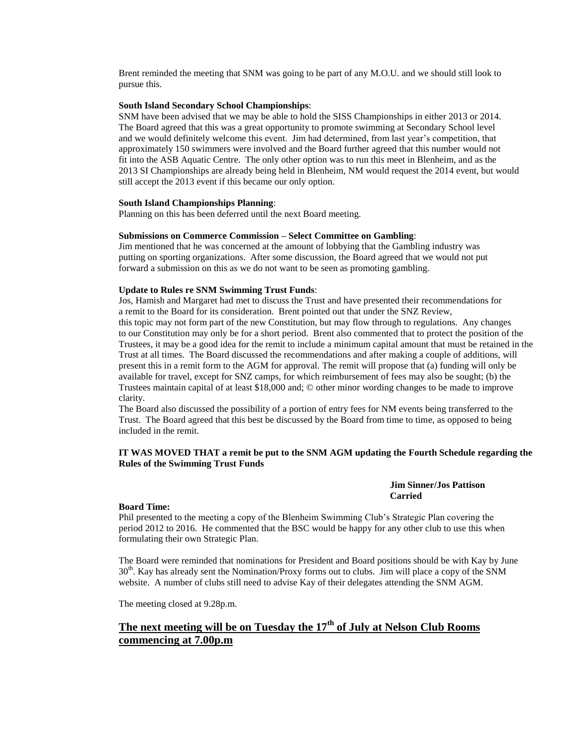Brent reminded the meeting that SNM was going to be part of any M.O.U. and we should still look to pursue this.

**South Island Secondary School Championships**:
SNM have been advised that we may be able to hold the SISS Championships in either 2013 or 2014. The Board agreed that this was a great opportunity to promote swimming at Secondary School level and we would definitely welcome this event. Jim had determined, from last year's competition, that approximately 150 swimmers were involved and the Board further agreed that this number would not fit into the ASB Aquatic Centre. The only other option was to run this meet in Blenheim, and as the 2013 SI Championships are already being held in Blenheim, NM would request the 2014 event, but would still accept the 2013 event if this became our only option.

**South Island Championships Planning**:
Planning on this has been deferred until the next Board meeting.

**Submissions on Commerce Commission – Select Committee on Gambling**:
Jim mentioned that he was concerned at the amount of lobbying that the Gambling industry was putting on sporting organizations. After some discussion, the Board agreed that we would not put forward a submission on this as we do not want to be seen as promoting gambling.

**Update to Rules re SNM Swimming Trust Funds**:
Jos, Hamish and Margaret had met to discuss the Trust and have presented their recommendations for a remit to the Board for its consideration. Brent pointed out that under the SNZ Review, this topic may not form part of the new Constitution, but may flow through to regulations. Any changes to our Constitution may only be for a short period. Brent also commented that to protect the position of the Trustees, it may be a good idea for the remit to include a minimum capital amount that must be retained in the Trust at all times. The Board discussed the recommendations and after making a couple of additions, will present this in a remit form to the AGM for approval. The remit will propose that (a) funding will only be available for travel, except for SNZ camps, for which reimbursement of fees may also be sought; (b) the Trustees maintain capital of at least $18,000 and; © other minor wording changes to be made to improve clarity.
The Board also discussed the possibility of a portion of entry fees for NM events being transferred to the Trust. The Board agreed that this best be discussed by the Board from time to time, as opposed to being included in the remit.

**IT WAS MOVED THAT a remit be put to the SNM AGM updating the Fourth Schedule regarding the Rules of the Swimming Trust Funds**

**Jim Sinner/Jos Pattison**
**Carried**

**Board Time:**
Phil presented to the meeting a copy of the Blenheim Swimming Club's Strategic Plan covering the period 2012 to 2016. He commented that the BSC would be happy for any other club to use this when formulating their own Strategic Plan.

The Board were reminded that nominations for President and Board positions should be with Kay by June 30th. Kay has already sent the Nomination/Proxy forms out to clubs. Jim will place a copy of the SNM website. A number of clubs still need to advise Kay of their delegates attending the SNM AGM.

The meeting closed at 9.28p.m.

## <u>The next meeting will be on Tuesday the 17th of July at Nelson Club Rooms commencing at 7.00p.m</u>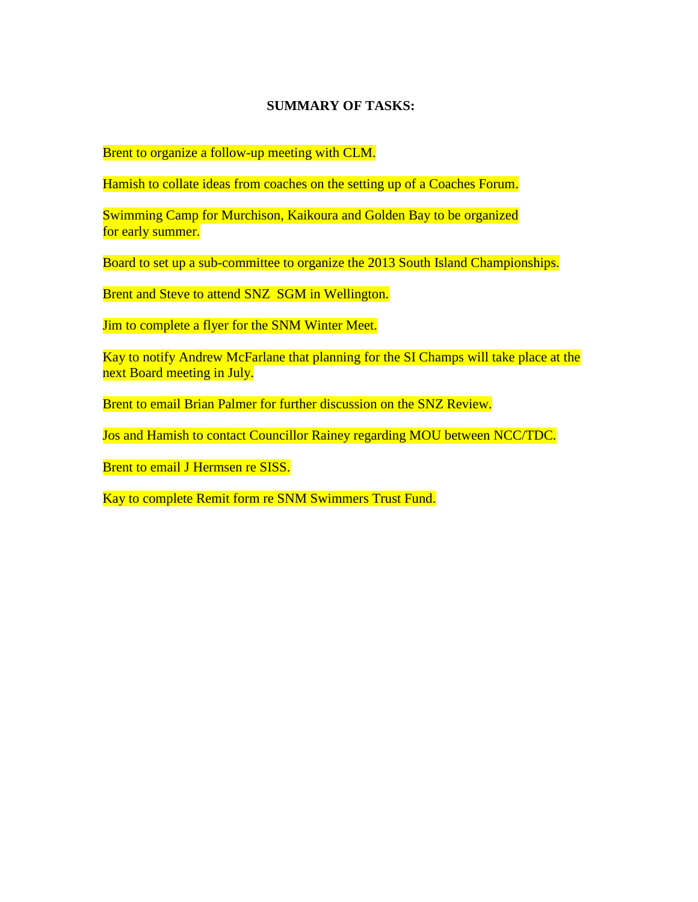**SUMMARY OF TASKS:**

Brent to organize a follow-up meeting with CLM.

Hamish to collate ideas from coaches on the setting up of a Coaches Forum.

Swimming Camp for Murchison, Kaikoura and Golden Bay to be organized for early summer.

Board to set up a sub-committee to organize the 2013 South Island Championships.

Brent and Steve to attend SNZ SGM in Wellington.

Jim to complete a flyer for the SNM Winter Meet.

Kay to notify Andrew McFarlane that planning for the SI Champs will take place at the next Board meeting in July.

Brent to email Brian Palmer for further discussion on the SNZ Review.

Jos and Hamish to contact Councillor Rainey regarding MOU between NCC/TDC.

Brent to email J Hermsen re SISS.

Kay to complete Remit form re SNM Swimmers Trust Fund.